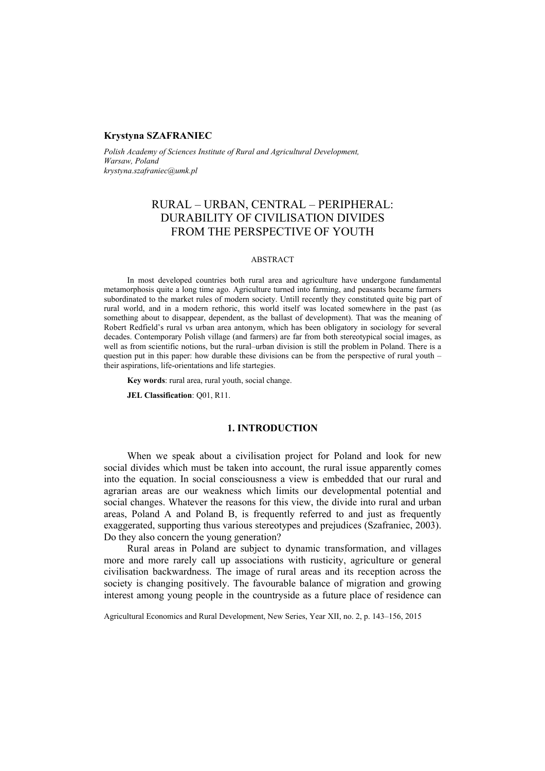**Krystyna SZAFRANIEC**

*Polish Academy of Sciences Institute of Rural and Agricultural Development, Warsaw, Poland*
*krystyna.szafraniec@umk.pl*

# RURAL – URBAN, CENTRAL – PERIPHERAL: DURABILITY OF CIVILISATION DIVIDES FROM THE PERSPECTIVE OF YOUTH

## ABSTRACT

In most developed countries both rural area and agriculture have undergone fundamental metamorphosis quite a long time ago. Agriculture turned into farming, and peasants became farmers subordinated to the market rules of modern society. Untill recently they constituted quite big part of rural world, and in a modern rethoric, this world itself was located somewhere in the past (as something about to disappear, dependent, as the ballast of development). That was the meaning of Robert Redfield's rural vs urban area antonym, which has been obligatory in sociology for several decades. Contemporary Polish village (and farmers) are far from both stereotypical social images, as well as from scientific notions, but the rural–urban division is still the problem in Poland. There is a question put in this paper: how durable these divisions can be from the perspective of rural youth – their aspirations, life-orientations and life startegies.

**Key words**: rural area, rural youth, social change.

**JEL Classification**: Q01, R11.

## 1. INTRODUCTION

When we speak about a civilisation project for Poland and look for new social divides which must be taken into account, the rural issue apparently comes into the equation. In social consciousness a view is embedded that our rural and agrarian areas are our weakness which limits our developmental potential and social changes. Whatever the reasons for this view, the divide into rural and urban areas, Poland A and Poland B, is frequently referred to and just as frequently exaggerated, supporting thus various stereotypes and prejudices (Szafraniec, 2003). Do they also concern the young generation?

Rural areas in Poland are subject to dynamic transformation, and villages more and more rarely call up associations with rusticity, agriculture or general civilisation backwardness. The image of rural areas and its reception across the society is changing positively. The favourable balance of migration and growing interest among young people in the countryside as a future place of residence can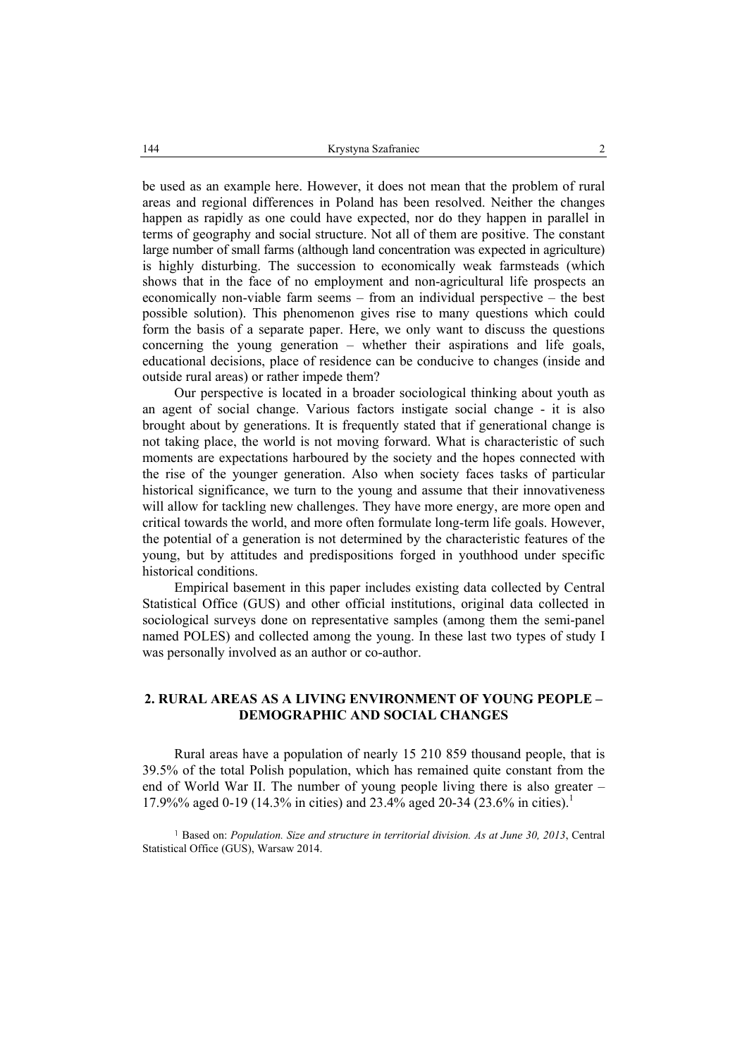be used as an example here. However, it does not mean that the problem of rural areas and regional differences in Poland has been resolved. Neither the changes happen as rapidly as one could have expected, nor do they happen in parallel in terms of geography and social structure. Not all of them are positive. The constant large number of small farms (although land concentration was expected in agriculture) is highly disturbing. The succession to economically weak farmsteads (which shows that in the face of no employment and non-agricultural life prospects an economically non-viable farm seems – from an individual perspective – the best possible solution). This phenomenon gives rise to many questions which could form the basis of a separate paper. Here, we only want to discuss the questions concerning the young generation – whether their aspirations and life goals, educational decisions, place of residence can be conducive to changes (inside and outside rural areas) or rather impede them?

Our perspective is located in a broader sociological thinking about youth as an agent of social change. Various factors instigate social change - it is also brought about by generations. It is frequently stated that if generational change is not taking place, the world is not moving forward. What is characteristic of such moments are expectations harboured by the society and the hopes connected with the rise of the younger generation. Also when society faces tasks of particular historical significance, we turn to the young and assume that their innovativeness will allow for tackling new challenges. They have more energy, are more open and critical towards the world, and more often formulate long-term life goals. However, the potential of a generation is not determined by the characteristic features of the young, but by attitudes and predispositions forged in youthhood under specific historical conditions.

Empirical basement in this paper includes existing data collected by Central Statistical Office (GUS) and other official institutions, original data collected in sociological surveys done on representative samples (among them the semi-panel named POLES) and collected among the young. In these last two types of study I was personally involved as an author or co-author.

## 2. RURAL AREAS AS A LIVING ENVIRONMENT OF YOUNG PEOPLE – DEMOGRAPHIC AND SOCIAL CHANGES

Rural areas have a population of nearly 15 210 859 thousand people, that is 39.5% of the total Polish population, which has remained quite constant from the end of World War II. The number of young people living there is also greater – 17.9%% aged 0-19 (14.3% in cities) and 23.4% aged 20-34 (23.6% in cities).[1]

[1] Based on: *Population. Size and structure in territorial division. As at June 30, 2013*, Central Statistical Office (GUS), Warsaw 2014.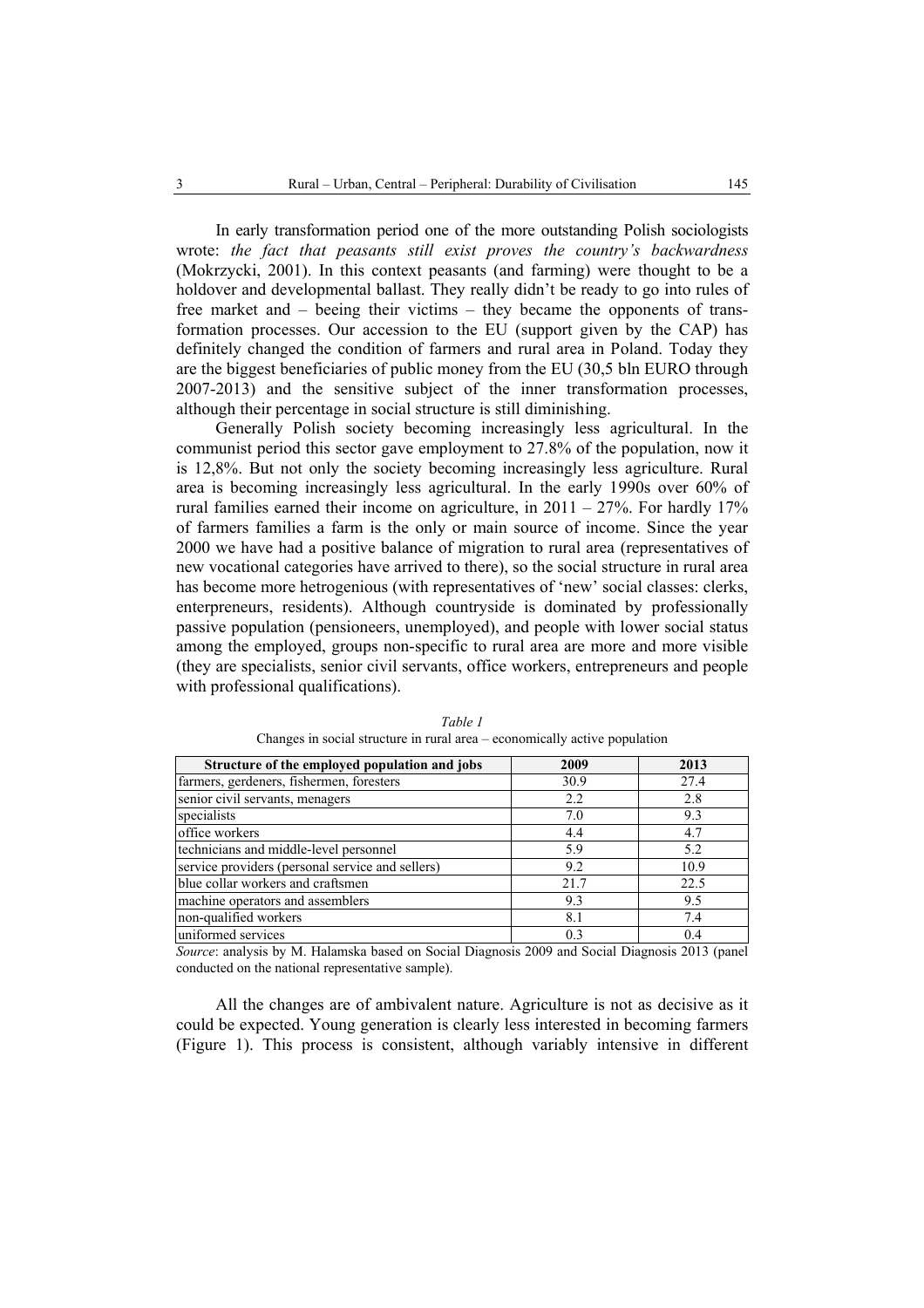In early transformation period one of the more outstanding Polish sociologists wrote: *the fact that peasants still exist proves the country's backwardness* (Mokrzycki, 2001). In this context peasants (and farming) were thought to be a holdover and developmental ballast. They really didn't be ready to go into rules of free market and – beeing their victims – they became the opponents of transformation processes. Our accession to the EU (support given by the CAP) has definitely changed the condition of farmers and rural area in Poland. Today they are the biggest beneficiaries of public money from the EU (30,5 bln EURO through 2007-2013) and the sensitive subject of the inner transformation processes, although their percentage in social structure is still diminishing.

Generally Polish society becoming increasingly less agricultural. In the communist period this sector gave employment to 27.8% of the population, now it is 12,8%. But not only the society becoming increasingly less agriculture. Rural area is becoming increasingly less agricultural. In the early 1990s over 60% of rural families earned their income on agriculture, in 2011 – 27%. For hardly 17% of farmers families a farm is the only or main source of income. Since the year 2000 we have had a positive balance of migration to rural area (representatives of new vocational categories have arrived to there), so the social structure in rural area has become more hetrogenious (with representatives of 'new' social classes: clerks, enterpreneurs, residents). Although countryside is dominated by professionally passive population (pensioneers, unemployed), and people with lower social status among the employed, groups non-specific to rural area are more and more visible (they are specialists, senior civil servants, office workers, entrepreneurs and people with professional qualifications).

*Table 1*

Changes in social structure in rural area – economically active population

| Structure of the employed population and jobs | 2009 | 2013 |
|---|---|---|
| farmers, gerdeners, fishermen, foresters | 30.9 | 27.4 |
| senior civil servants, menagers | 2.2 | 2.8 |
| specialists | 7.0 | 9.3 |
| office workers | 4.4 | 4.7 |
| technicians and middle-level personnel | 5.9 | 5.2 |
| service providers (personal service and sellers) | 9.2 | 10.9 |
| blue collar workers and craftsmen | 21.7 | 22.5 |
| machine operators and assemblers | 9.3 | 9.5 |
| non-qualified workers | 8.1 | 7.4 |
| uniformed services | 0.3 | 0.4 |

*Source*: analysis by M. Halamska based on Social Diagnosis 2009 and Social Diagnosis 2013 (panel conducted on the national representative sample).

All the changes are of ambivalent nature. Agriculture is not as decisive as it could be expected. Young generation is clearly less interested in becoming farmers (Figure 1). This process is consistent, although variably intensive in different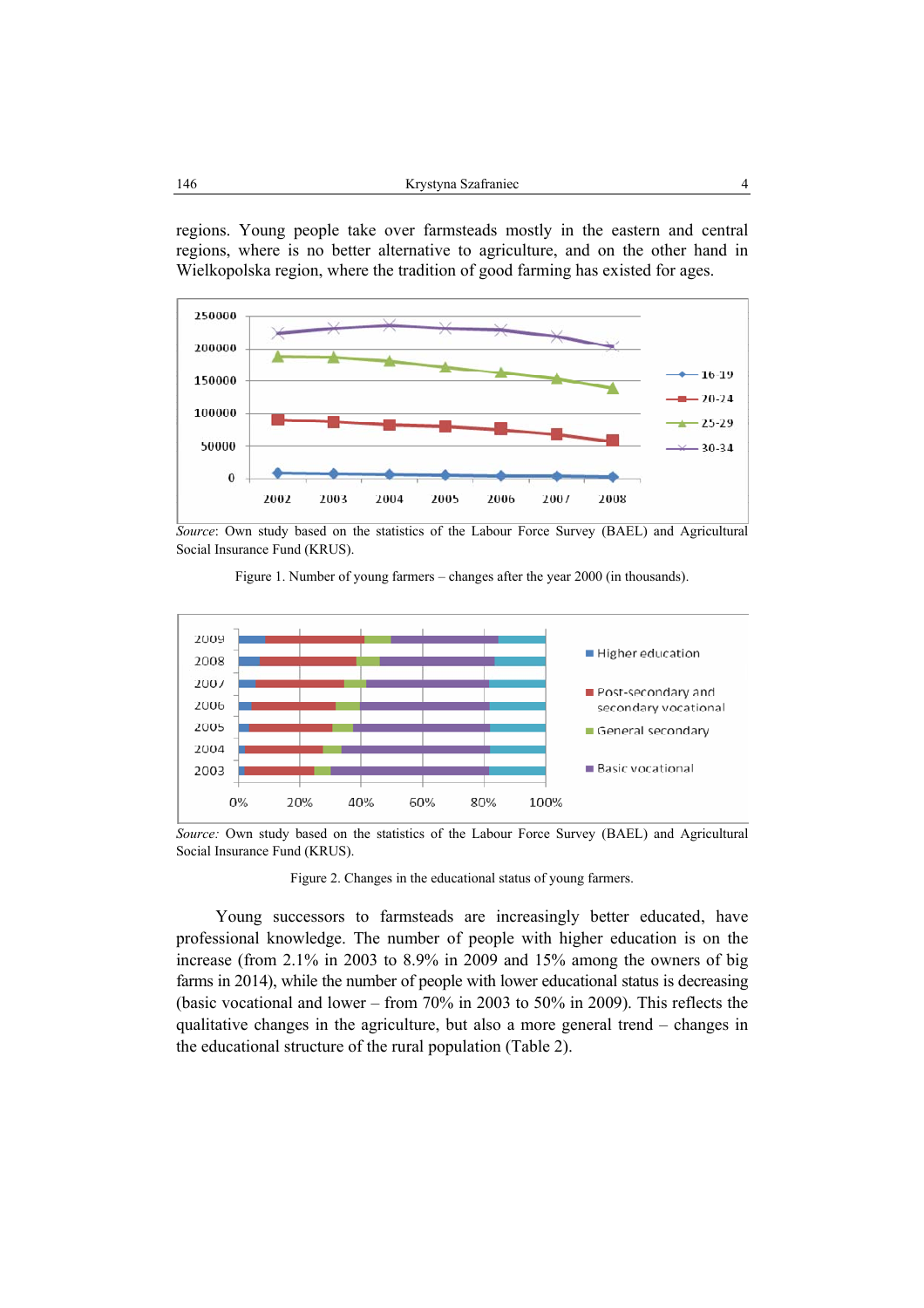regions. Young people take over farmsteads mostly in the eastern and central regions, where is no better alternative to agriculture, and on the other hand in Wielkopolska region, where the tradition of good farming has existed for ages.

*Source*: Own study based on the statistics of the Labour Force Survey (BAEL) and Agricultural Social Insurance Fund (KRUS).

Figure 1. Number of young farmers – changes after the year 2000 (in thousands).

*Source:* Own study based on the statistics of the Labour Force Survey (BAEL) and Agricultural Social Insurance Fund (KRUS).

Figure 2. Changes in the educational status of young farmers.

Young successors to farmsteads are increasingly better educated, have professional knowledge. The number of people with higher education is on the increase (from 2.1% in 2003 to 8.9% in 2009 and 15% among the owners of big farms in 2014), while the number of people with lower educational status is decreasing (basic vocational and lower – from 70% in 2003 to 50% in 2009). This reflects the qualitative changes in the agriculture, but also a more general trend – changes in the educational structure of the rural population (Table 2).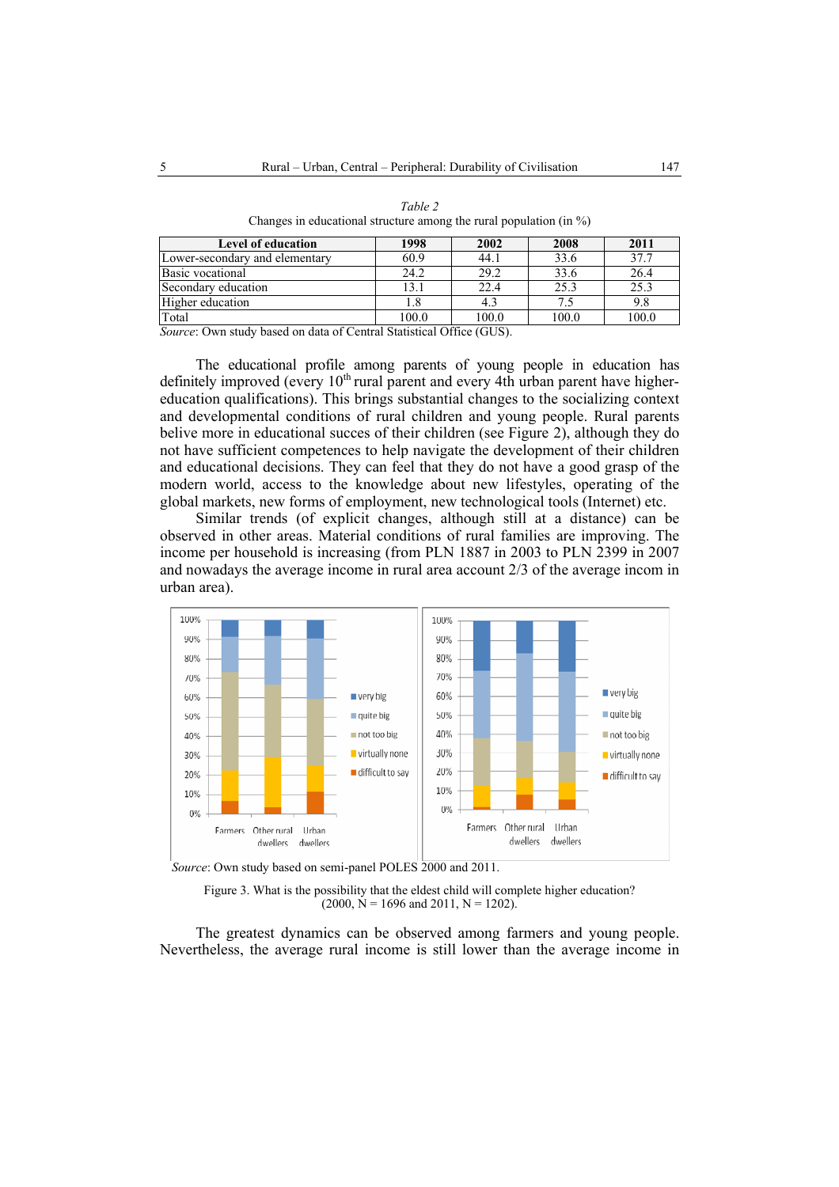*Table 2*

Changes in educational structure among the rural population (in %)

| Level of education | 1998 | 2002 | 2008 | 2011 |
|---|---|---|---|---|
| Lower-secondary and elementary | 60.9 | 44.1 | 33.6 | 37.7 |
| Basic vocational | 24.2 | 29.2 | 33.6 | 26.4 |
| Secondary education | 13.1 | 22.4 | 25.3 | 25.3 |
| Higher education | 1.8 | 4.3 | 7.5 | 9.8 |
| Total | 100.0 | 100.0 | 100.0 | 100.0 |

*Source*: Own study based on data of Central Statistical Office (GUS).

The educational profile among parents of young people in education has definitely improved (every 10th rural parent and every 4th urban parent have higher-education qualifications). This brings substantial changes to the socializing context and developmental conditions of rural children and young people. Rural parents belive more in educational succes of their children (see Figure 2), although they do not have sufficient competences to help navigate the development of their children and educational decisions. They can feel that they do not have a good grasp of the modern world, access to the knowledge about new lifestyles, operating of the global markets, new forms of employment, new technological tools (Internet) etc.

Similar trends (of explicit changes, although still at a distance) can be observed in other areas. Material conditions of rural families are improving. The income per household is increasing (from PLN 1887 in 2003 to PLN 2399 in 2007 and nowadays the average income in rural area account 2/3 of the average incom in urban area).

*Source*: Own study based on semi-panel POLES 2000 and 2011.

Figure 3. What is the possibility that the eldest child will complete higher education? (2000, N = 1696 and 2011, N = 1202).

The greatest dynamics can be observed among farmers and young people. Nevertheless, the average rural income is still lower than the average income in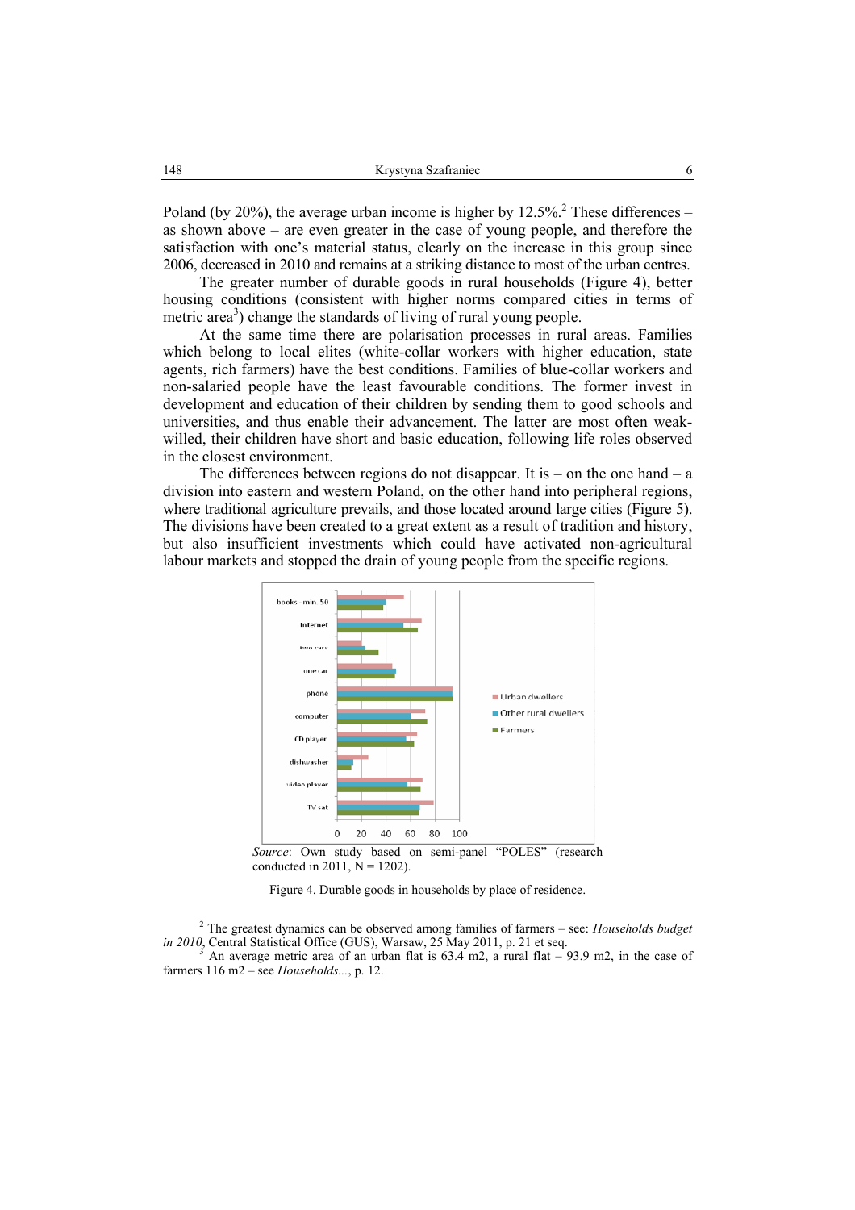Poland (by 20%), the average urban income is higher by 12.5%.[2] These differences – as shown above – are even greater in the case of young people, and therefore the satisfaction with one's material status, clearly on the increase in this group since 2006, decreased in 2010 and remains at a striking distance to most of the urban centres.

The greater number of durable goods in rural households (Figure 4), better housing conditions (consistent with higher norms compared cities in terms of metric area[3]) change the standards of living of rural young people.

At the same time there are polarisation processes in rural areas. Families which belong to local elites (white-collar workers with higher education, state agents, rich farmers) have the best conditions. Families of blue-collar workers and non-salaried people have the least favourable conditions. The former invest in development and education of their children by sending them to good schools and universities, and thus enable their advancement. The latter are most often weak-willed, their children have short and basic education, following life roles observed in the closest environment.

The differences between regions do not disappear. It is – on the one hand – a division into eastern and western Poland, on the other hand into peripheral regions, where traditional agriculture prevails, and those located around large cities (Figure 5). The divisions have been created to a great extent as a result of tradition and history, but also insufficient investments which could have activated non-agricultural labour markets and stopped the drain of young people from the specific regions.

*Source*: Own study based on semi-panel "POLES" (research conducted in 2011, N = 1202).

Figure 4. Durable goods in households by place of residence.

[2] The greatest dynamics can be observed among families of farmers – see: *Households budget in 2010*, Central Statistical Office (GUS), Warsaw, 25 May 2011, p. 21 et seq.

[3] An average metric area of an urban flat is 63.4 m2, a rural flat – 93.9 m2, in the case of farmers 116 m2 – see *Households...*, p. 12.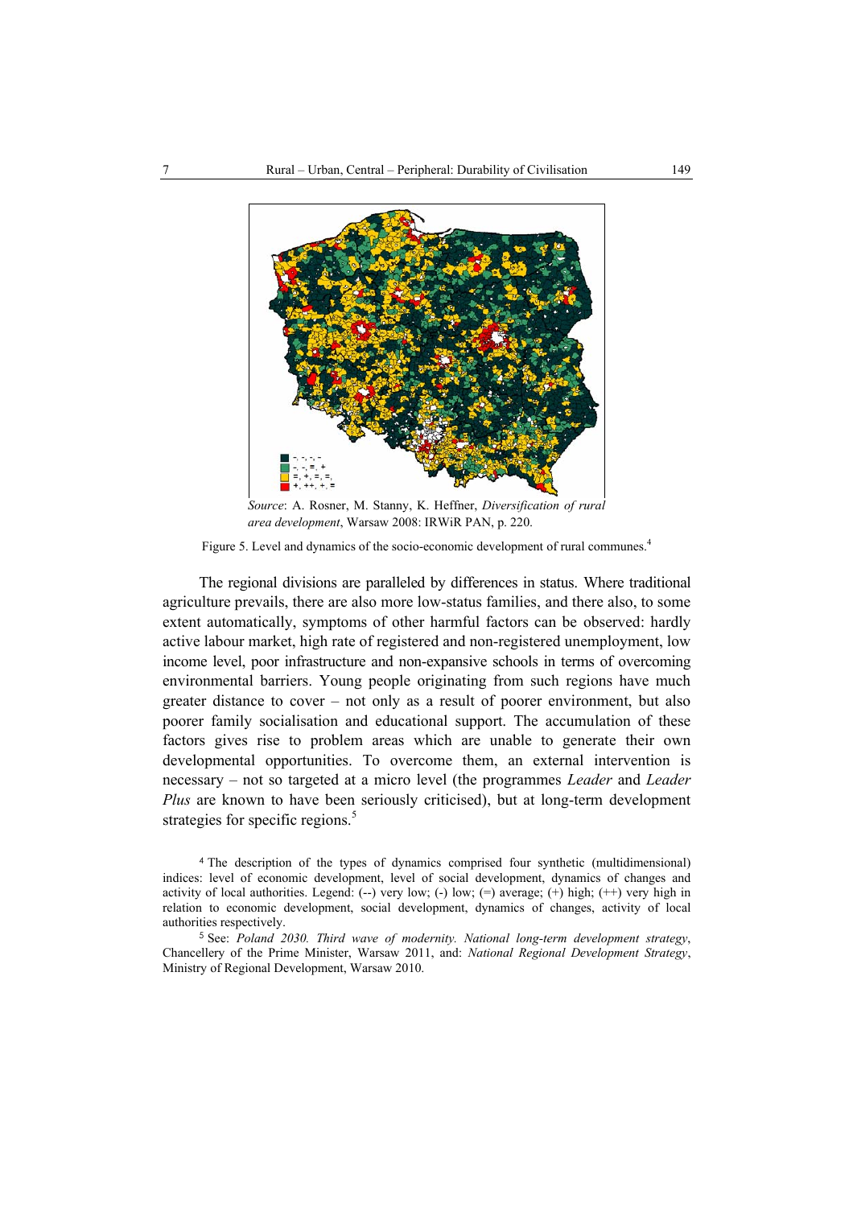*Source*: A. Rosner, M. Stanny, K. Heffner, *Diversification of rural area development*, Warsaw 2008: IRWiR PAN, p. 220.

Figure 5. Level and dynamics of the socio-economic development of rural communes.[4]

The regional divisions are paralleled by differences in status. Where traditional agriculture prevails, there are also more low-status families, and there also, to some extent automatically, symptoms of other harmful factors can be observed: hardly active labour market, high rate of registered and non-registered unemployment, low income level, poor infrastructure and non-expansive schools in terms of overcoming environmental barriers. Young people originating from such regions have much greater distance to cover – not only as a result of poorer environment, but also poorer family socialisation and educational support. The accumulation of these factors gives rise to problem areas which are unable to generate their own developmental opportunities. To overcome them, an external intervention is necessary – not so targeted at a micro level (the programmes *Leader* and *Leader Plus* are known to have been seriously criticised), but at long-term development strategies for specific regions.[5]

[4] The description of the types of dynamics comprised four synthetic (multidimensional) indices: level of economic development, level of social development, dynamics of changes and activity of local authorities. Legend: (--) very low; (-) low; (=) average; (+) high; (++) very high in relation to economic development, social development, dynamics of changes, activity of local authorities respectively.

[5] See: *Poland 2030. Third wave of modernity. National long-term development strategy*, Chancellery of the Prime Minister, Warsaw 2011, and: *National Regional Development Strategy*, Ministry of Regional Development, Warsaw 2010.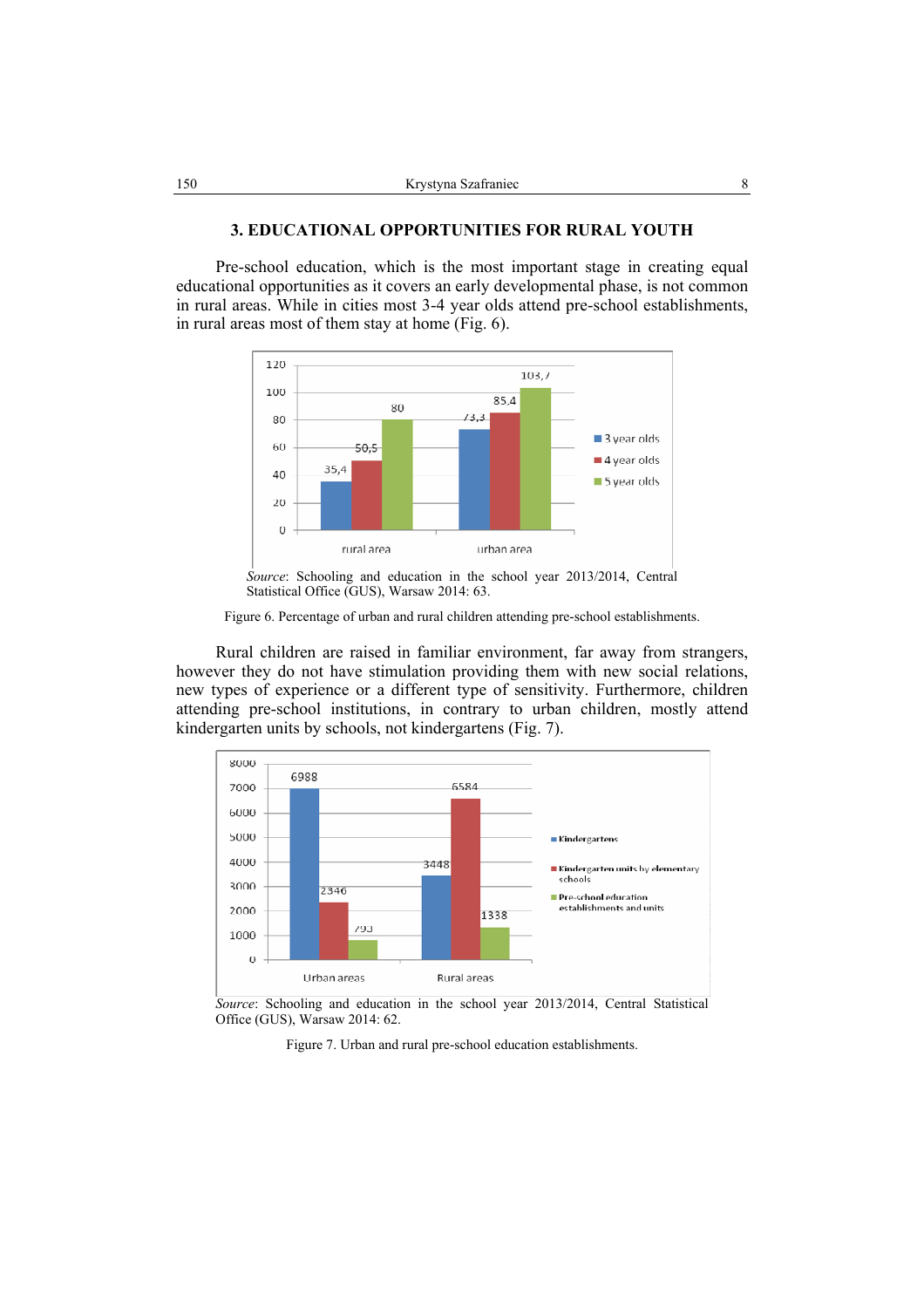## 3. EDUCATIONAL OPPORTUNITIES FOR RURAL YOUTH

Pre-school education, which is the most important stage in creating equal educational opportunities as it covers an early developmental phase, is not common in rural areas. While in cities most 3-4 year olds attend pre-school establishments, in rural areas most of them stay at home (Fig. 6).

*Source*: Schooling and education in the school year 2013/2014, Central Statistical Office (GUS), Warsaw 2014: 63.

Figure 6. Percentage of urban and rural children attending pre-school establishments.

Rural children are raised in familiar environment, far away from strangers, however they do not have stimulation providing them with new social relations, new types of experience or a different type of sensitivity. Furthermore, children attending pre-school institutions, in contrary to urban children, mostly attend kindergarten units by schools, not kindergartens (Fig. 7).

*Source*: Schooling and education in the school year 2013/2014, Central Statistical Office (GUS), Warsaw 2014: 62.

Figure 7. Urban and rural pre-school education establishments.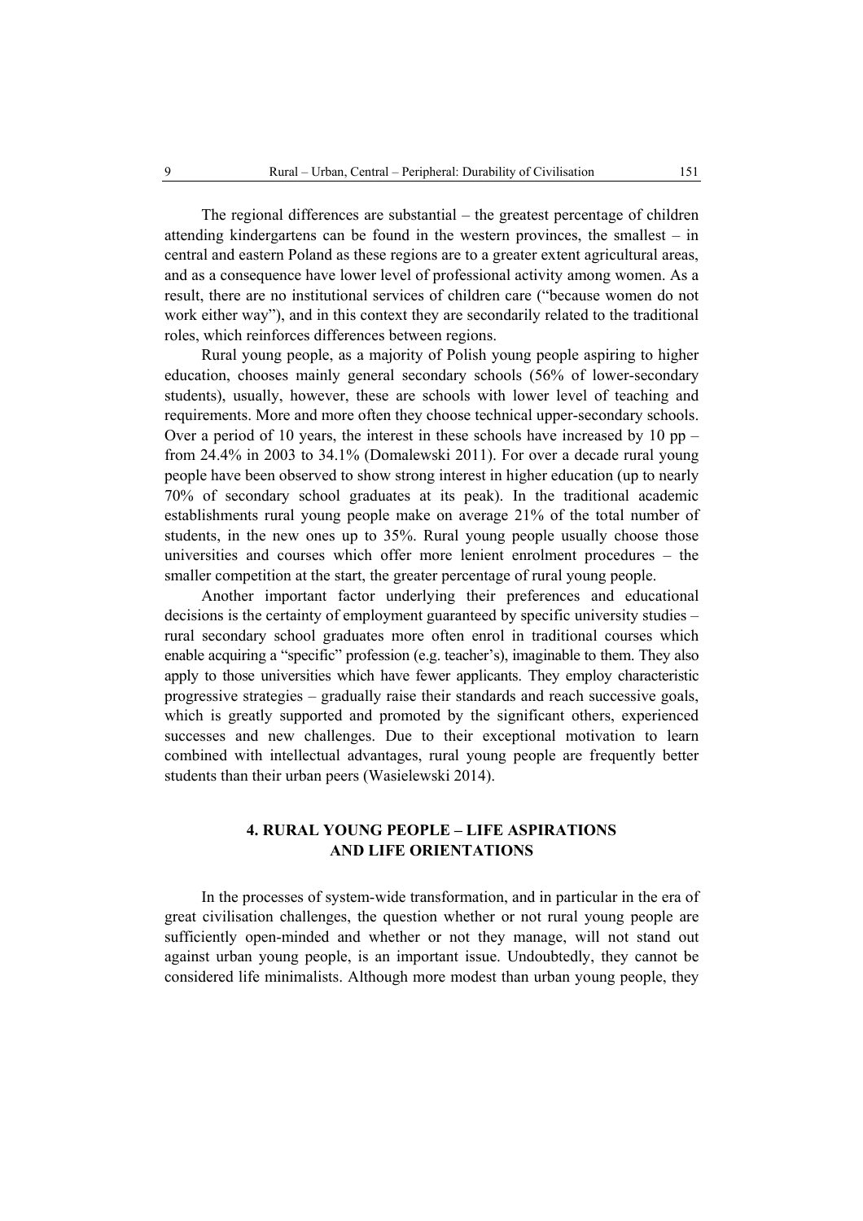The regional differences are substantial – the greatest percentage of children attending kindergartens can be found in the western provinces, the smallest – in central and eastern Poland as these regions are to a greater extent agricultural areas, and as a consequence have lower level of professional activity among women. As a result, there are no institutional services of children care ("because women do not work either way"), and in this context they are secondarily related to the traditional roles, which reinforces differences between regions.

Rural young people, as a majority of Polish young people aspiring to higher education, chooses mainly general secondary schools (56% of lower-secondary students), usually, however, these are schools with lower level of teaching and requirements. More and more often they choose technical upper-secondary schools. Over a period of 10 years, the interest in these schools have increased by 10 pp – from 24.4% in 2003 to 34.1% (Domalewski 2011). For over a decade rural young people have been observed to show strong interest in higher education (up to nearly 70% of secondary school graduates at its peak). In the traditional academic establishments rural young people make on average 21% of the total number of students, in the new ones up to 35%. Rural young people usually choose those universities and courses which offer more lenient enrolment procedures – the smaller competition at the start, the greater percentage of rural young people.

Another important factor underlying their preferences and educational decisions is the certainty of employment guaranteed by specific university studies – rural secondary school graduates more often enrol in traditional courses which enable acquiring a "specific" profession (e.g. teacher's), imaginable to them. They also apply to those universities which have fewer applicants. They employ characteristic progressive strategies – gradually raise their standards and reach successive goals, which is greatly supported and promoted by the significant others, experienced successes and new challenges. Due to their exceptional motivation to learn combined with intellectual advantages, rural young people are frequently better students than their urban peers (Wasielewski 2014).

## 4. RURAL YOUNG PEOPLE – LIFE ASPIRATIONS AND LIFE ORIENTATIONS

In the processes of system-wide transformation, and in particular in the era of great civilisation challenges, the question whether or not rural young people are sufficiently open-minded and whether or not they manage, will not stand out against urban young people, is an important issue. Undoubtedly, they cannot be considered life minimalists. Although more modest than urban young people, they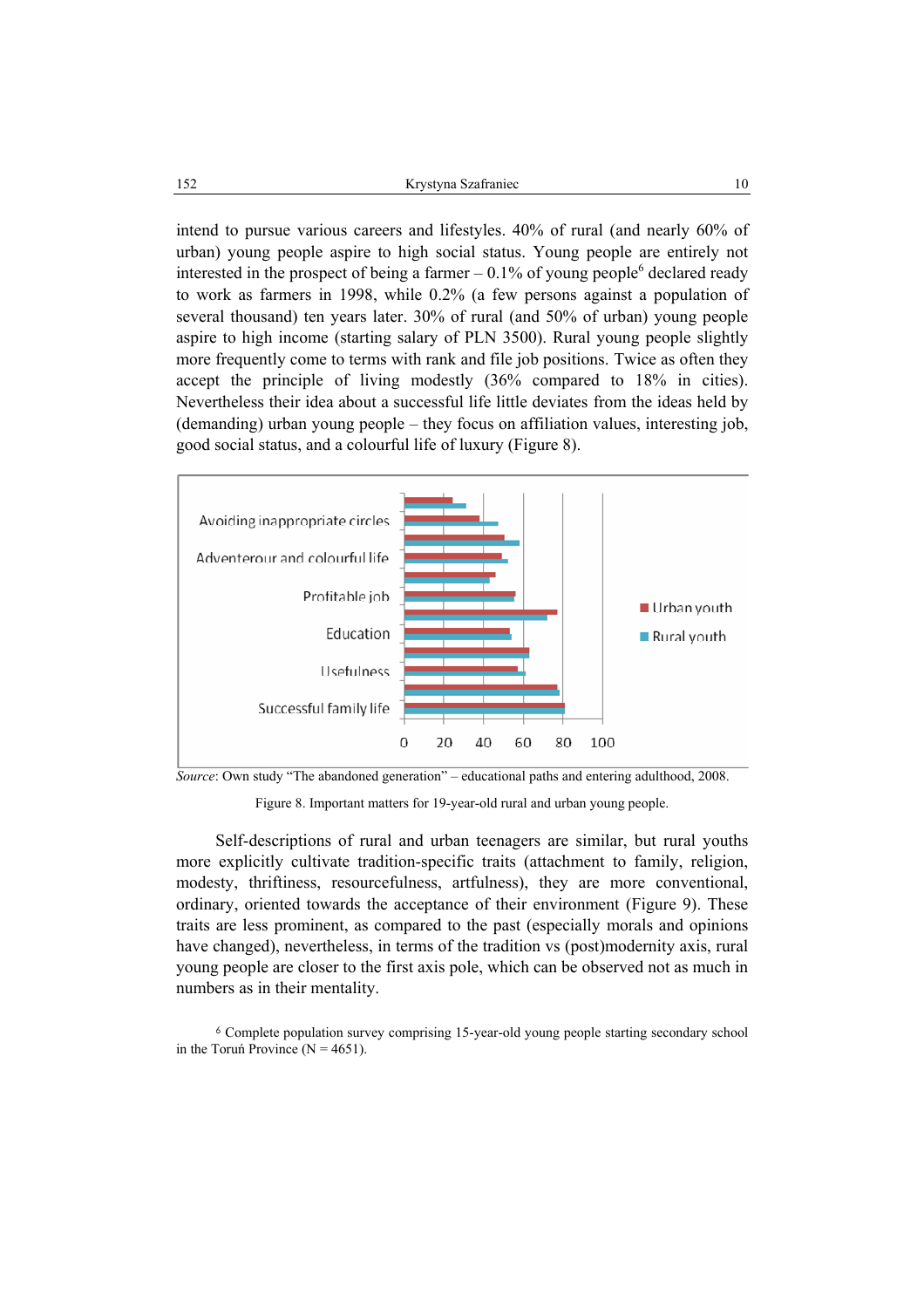intend to pursue various careers and lifestyles. 40% of rural (and nearly 60% of urban) young people aspire to high social status. Young people are entirely not interested in the prospect of being a farmer – 0.1% of young people[6] declared ready to work as farmers in 1998, while 0.2% (a few persons against a population of several thousand) ten years later. 30% of rural (and 50% of urban) young people aspire to high income (starting salary of PLN 3500). Rural young people slightly more frequently come to terms with rank and file job positions. Twice as often they accept the principle of living modestly (36% compared to 18% in cities). Nevertheless their idea about a successful life little deviates from the ideas held by (demanding) urban young people – they focus on affiliation values, interesting job, good social status, and a colourful life of luxury (Figure 8).

*Source*: Own study "The abandoned generation" – educational paths and entering adulthood, 2008.

Figure 8. Important matters for 19-year-old rural and urban young people.

Self-descriptions of rural and urban teenagers are similar, but rural youths more explicitly cultivate tradition-specific traits (attachment to family, religion, modesty, thriftiness, resourcefulness, artfulness), they are more conventional, ordinary, oriented towards the acceptance of their environment (Figure 9). These traits are less prominent, as compared to the past (especially morals and opinions have changed), nevertheless, in terms of the tradition vs (post)modernity axis, rural young people are closer to the first axis pole, which can be observed not as much in numbers as in their mentality.

[6] Complete population survey comprising 15-year-old young people starting secondary school in the Toruń Province (N = 4651).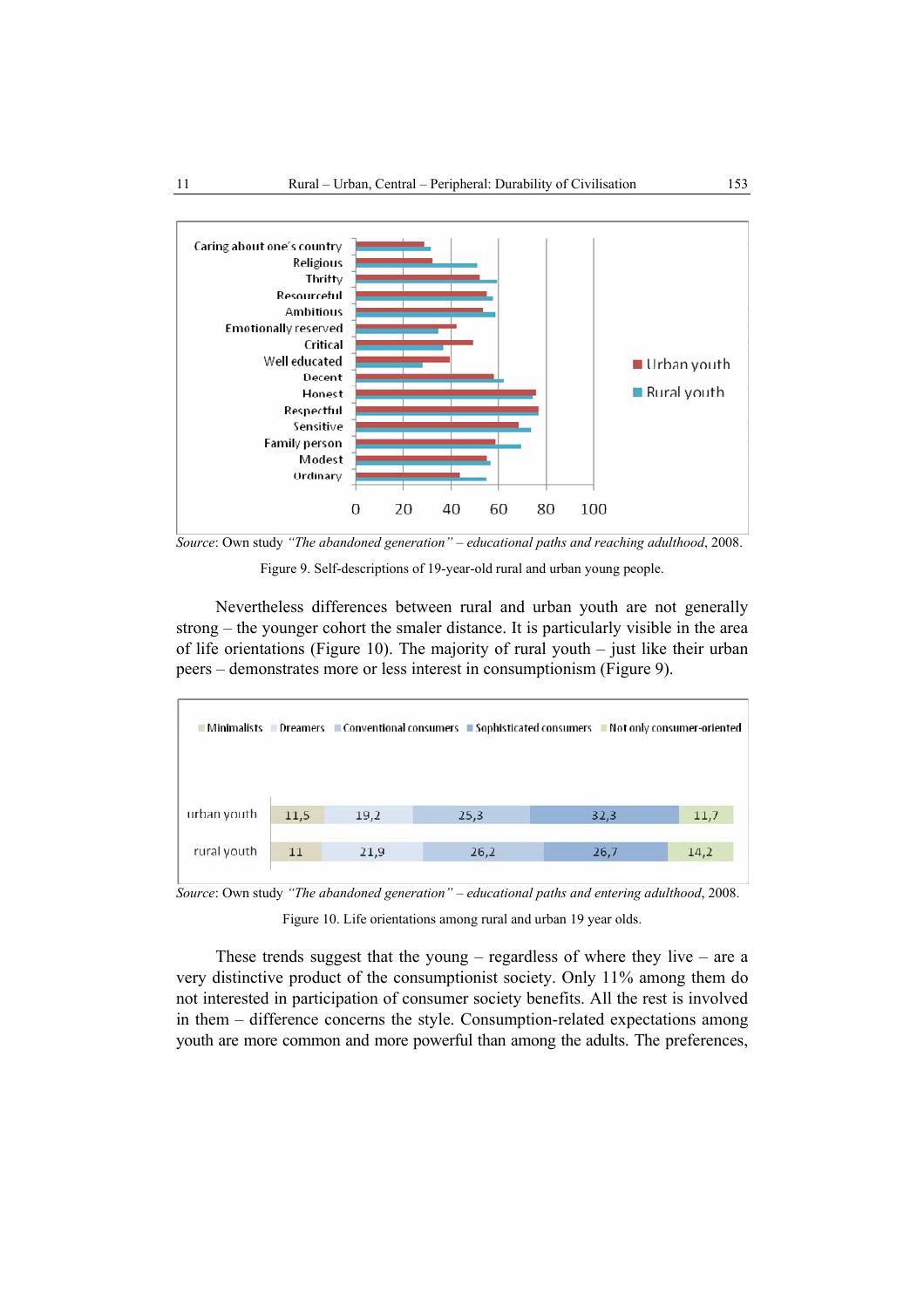*Source*: Own study *"The abandoned generation" – educational paths and reaching adulthood*, 2008.

Figure 9. Self-descriptions of 19-year-old rural and urban young people.

Nevertheless differences between rural and urban youth are not generally strong – the younger cohort the smaler distance. It is particularly visible in the area of life orientations (Figure 10). The majority of rural youth – just like their urban peers – demonstrates more or less interest in consumptionism (Figure 9).

| | Minimalists | Dreamers | Conventional consumers | Sophisticated consumers | Not only consumer-oriented |
|---|---|---|---|---|---|
| urban youth | 11,5 | 19,2 | 25,3 | 32,3 | 11,7 |
| rural youth | 11 | 21,9 | 26,2 | 26,7 | 14,2 |

*Source*: Own study *"The abandoned generation" – educational paths and entering adulthood*, 2008.

Figure 10. Life orientations among rural and urban 19 year olds.

These trends suggest that the young – regardless of where they live – are a very distinctive product of the consumptionist society. Only 11% among them do not interested in participation of consumer society benefits. All the rest is involved in them – difference concerns the style. Consumption-related expectations among youth are more common and more powerful than among the adults. The preferences,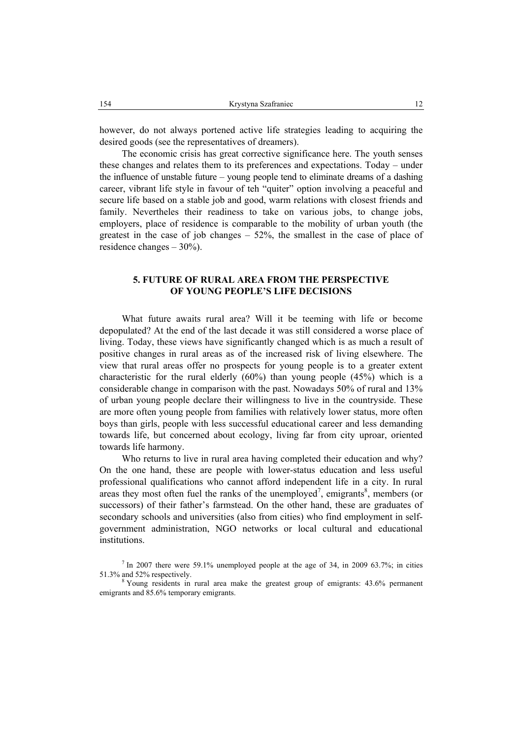however, do not always portened active life strategies leading to acquiring the desired goods (see the representatives of dreamers).

The economic crisis has great corrective significance here. The youth senses these changes and relates them to its preferences and expectations. Today – under the influence of unstable future – young people tend to eliminate dreams of a dashing career, vibrant life style in favour of teh "quiter" option involving a peaceful and secure life based on a stable job and good, warm relations with closest friends and family. Nevertheles their readiness to take on various jobs, to change jobs, employers, place of residence is comparable to the mobility of urban youth (the greatest in the case of job changes – 52%, the smallest in the case of place of residence changes – 30%).

## 5. FUTURE OF RURAL AREA FROM THE PERSPECTIVE OF YOUNG PEOPLE'S LIFE DECISIONS

What future awaits rural area? Will it be teeming with life or become depopulated? At the end of the last decade it was still considered a worse place of living. Today, these views have significantly changed which is as much a result of positive changes in rural areas as of the increased risk of living elsewhere. The view that rural areas offer no prospects for young people is to a greater extent characteristic for the rural elderly (60%) than young people (45%) which is a considerable change in comparison with the past. Nowadays 50% of rural and 13% of urban young people declare their willingness to live in the countryside. These are more often young people from families with relatively lower status, more often boys than girls, people with less successful educational career and less demanding towards life, but concerned about ecology, living far from city uproar, oriented towards life harmony.

Who returns to live in rural area having completed their education and why? On the one hand, these are people with lower-status education and less useful professional qualifications who cannot afford independent life in a city. In rural areas they most often fuel the ranks of the unemployed[7], emigrants[8], members (or successors) of their father's farmstead. On the other hand, these are graduates of secondary schools and universities (also from cities) who find employment in self-government administration, NGO networks or local cultural and educational institutions.

[7] In 2007 there were 59.1% unemployed people at the age of 34, in 2009 63.7%; in cities 51.3% and 52% respectively.

[8] Young residents in rural area make the greatest group of emigrants: 43.6% permanent emigrants and 85.6% temporary emigrants.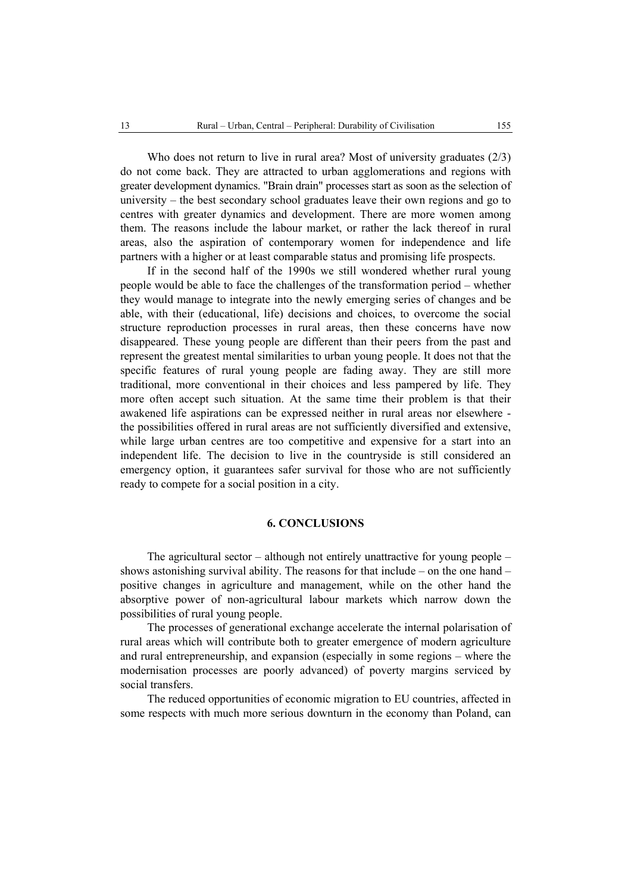Who does not return to live in rural area? Most of university graduates (2/3) do not come back. They are attracted to urban agglomerations and regions with greater development dynamics. "Brain drain" processes start as soon as the selection of university – the best secondary school graduates leave their own regions and go to centres with greater dynamics and development. There are more women among them. The reasons include the labour market, or rather the lack thereof in rural areas, also the aspiration of contemporary women for independence and life partners with a higher or at least comparable status and promising life prospects.

If in the second half of the 1990s we still wondered whether rural young people would be able to face the challenges of the transformation period – whether they would manage to integrate into the newly emerging series of changes and be able, with their (educational, life) decisions and choices, to overcome the social structure reproduction processes in rural areas, then these concerns have now disappeared. These young people are different than their peers from the past and represent the greatest mental similarities to urban young people. It does not that the specific features of rural young people are fading away. They are still more traditional, more conventional in their choices and less pampered by life. They more often accept such situation. At the same time their problem is that their awakened life aspirations can be expressed neither in rural areas nor elsewhere - the possibilities offered in rural areas are not sufficiently diversified and extensive, while large urban centres are too competitive and expensive for a start into an independent life. The decision to live in the countryside is still considered an emergency option, it guarantees safer survival for those who are not sufficiently ready to compete for a social position in a city.

## 6. CONCLUSIONS

The agricultural sector – although not entirely unattractive for young people – shows astonishing survival ability. The reasons for that include – on the one hand – positive changes in agriculture and management, while on the other hand the absorptive power of non-agricultural labour markets which narrow down the possibilities of rural young people.

The processes of generational exchange accelerate the internal polarisation of rural areas which will contribute both to greater emergence of modern agriculture and rural entrepreneurship, and expansion (especially in some regions – where the modernisation processes are poorly advanced) of poverty margins serviced by social transfers.

The reduced opportunities of economic migration to EU countries, affected in some respects with much more serious downturn in the economy than Poland, can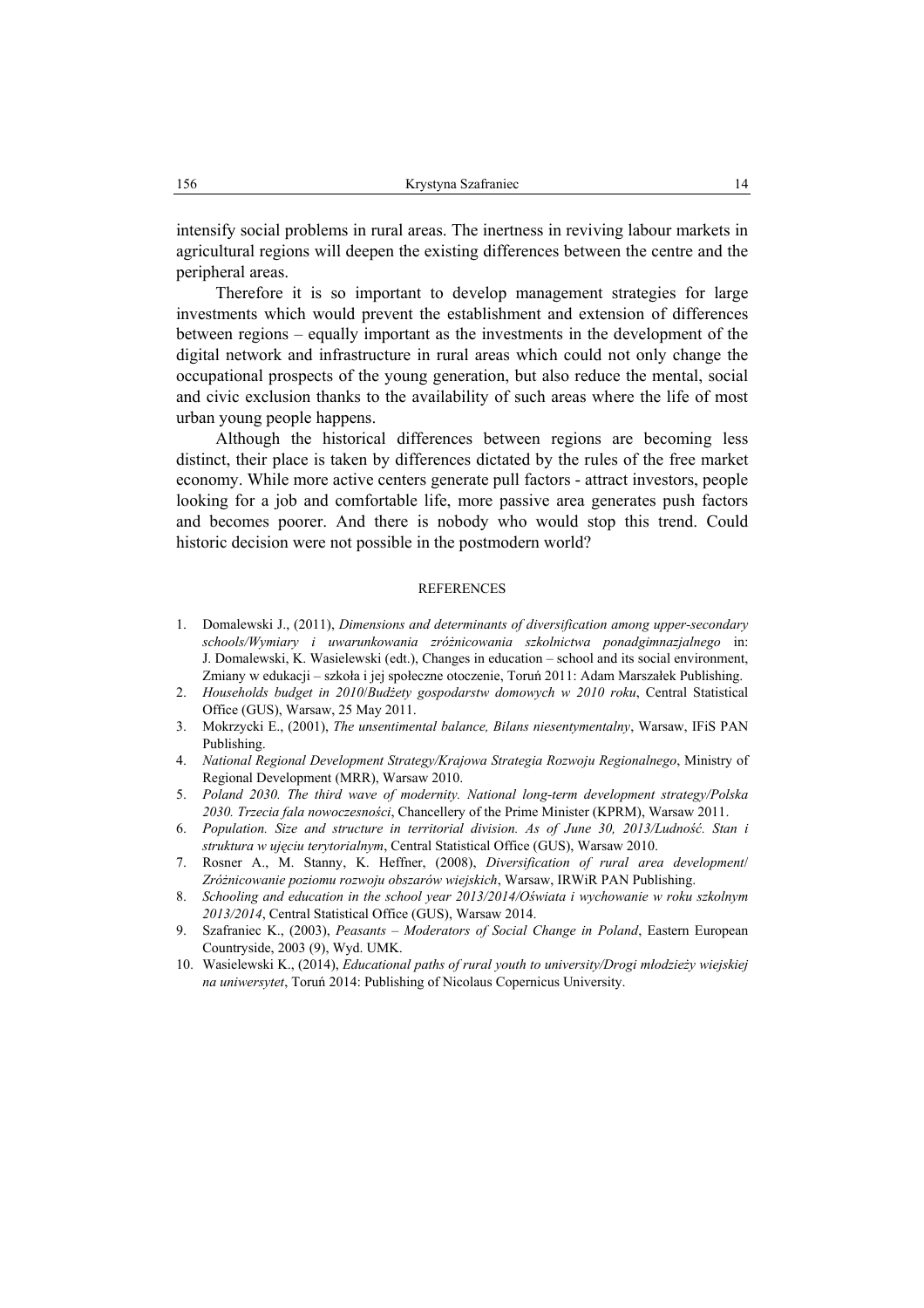intensify social problems in rural areas. The inertness in reviving labour markets in agricultural regions will deepen the existing differences between the centre and the peripheral areas.

Therefore it is so important to develop management strategies for large investments which would prevent the establishment and extension of differences between regions – equally important as the investments in the development of the digital network and infrastructure in rural areas which could not only change the occupational prospects of the young generation, but also reduce the mental, social and civic exclusion thanks to the availability of such areas where the life of most urban young people happens.

Although the historical differences between regions are becoming less distinct, their place is taken by differences dictated by the rules of the free market economy. While more active centers generate pull factors - attract investors, people looking for a job and comfortable life, more passive area generates push factors and becomes poorer. And there is nobody who would stop this trend. Could historic decision were not possible in the postmodern world?

## REFERENCES

1. Domalewski J., (2011), *Dimensions and determinants of diversification among upper-secondary schools/Wymiary i uwarunkowania zróżnicowania szkolnictwa ponadgimnazjalnego* in: J. Domalewski, K. Wasielewski (edt.), Changes in education – school and its social environment, Zmiany w edukacji – szkoła i jej społeczne otoczenie, Toruń 2011: Adam Marszałek Publishing.
2. *Households budget in 2010/Budżety gospodarstw domowych w 2010 roku*, Central Statistical Office (GUS), Warsaw, 25 May 2011.
3. Mokrzycki E., (2001), *The unsentimental balance, Bilans niesentymentalny*, Warsaw, IFiS PAN Publishing.
4. *National Regional Development Strategy/Krajowa Strategia Rozwoju Regionalnego*, Ministry of Regional Development (MRR), Warsaw 2010.
5. *Poland 2030. The third wave of modernity. National long-term development strategy/Polska 2030. Trzecia fala nowoczesności*, Chancellery of the Prime Minister (KPRM), Warsaw 2011.
6. *Population. Size and structure in territorial division. As of June 30, 2013/Ludność. Stan i struktura w ujęciu terytorialnym*, Central Statistical Office (GUS), Warsaw 2010.
7. Rosner A., M. Stanny, K. Heffner, (2008), *Diversification of rural area development/ Zróżnicowanie poziomu rozwoju obszarów wiejskich*, Warsaw, IRWiR PAN Publishing.
8. *Schooling and education in the school year 2013/2014/Oświata i wychowanie w roku szkolnym 2013/2014*, Central Statistical Office (GUS), Warsaw 2014.
9. Szafraniec K., (2003), *Peasants – Moderators of Social Change in Poland*, Eastern European Countryside, 2003 (9), Wyd. UMK.
10. Wasielewski K., (2014), *Educational paths of rural youth to university/Drogi młodzieży wiejskiej na uniwersytet*, Toruń 2014: Publishing of Nicolaus Copernicus University.